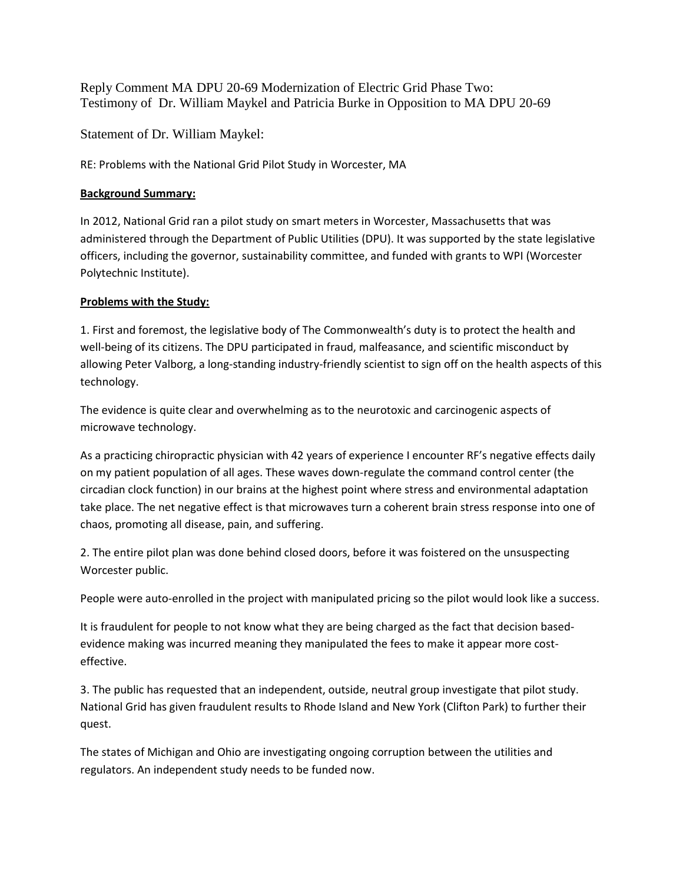# Reply Comment MA DPU 20-69 Modernization of Electric Grid Phase Two: Testimony of Dr. William Maykel and Patricia Burke in Opposition to MA DPU 20-69

## Statement of Dr. William Maykel:

RE: Problems with the National Grid Pilot Study in Worcester, MA

**Background Summary:**

In 2012, National Grid ran a pilot study on smart meters in Worcester, Massachusetts that was administered through the Department of Public Utilities (DPU). It was supported by the state legislative officers, including the governor, sustainability committee, and funded with grants to WPI (Worcester Polytechnic Institute).

**Problems with the Study:**

1. First and foremost, the legislative body of The Commonwealth's duty is to protect the health and well-being of its citizens. The DPU participated in fraud, malfeasance, and scientific misconduct by allowing Peter Valborg, a long-standing industry-friendly scientist to sign off on the health aspects of this technology.

The evidence is quite clear and overwhelming as to the neurotoxic and carcinogenic aspects of microwave technology.

As a practicing chiropractic physician with 42 years of experience I encounter RF's negative effects daily on my patient population of all ages. These waves down-regulate the command control center (the circadian clock function) in our brains at the highest point where stress and environmental adaptation take place. The net negative effect is that microwaves turn a coherent brain stress response into one of chaos, promoting all disease, pain, and suffering.

2. The entire pilot plan was done behind closed doors, before it was foistered on the unsuspecting Worcester public.

People were auto-enrolled in the project with manipulated pricing so the pilot would look like a success.

It is fraudulent for people to not know what they are being charged as the fact that decision based-evidence making was incurred meaning they manipulated the fees to make it appear more cost-effective.

3. The public has requested that an independent, outside, neutral group investigate that pilot study. National Grid has given fraudulent results to Rhode Island and New York (Clifton Park) to further their quest.

The states of Michigan and Ohio are investigating ongoing corruption between the utilities and regulators. An independent study needs to be funded now.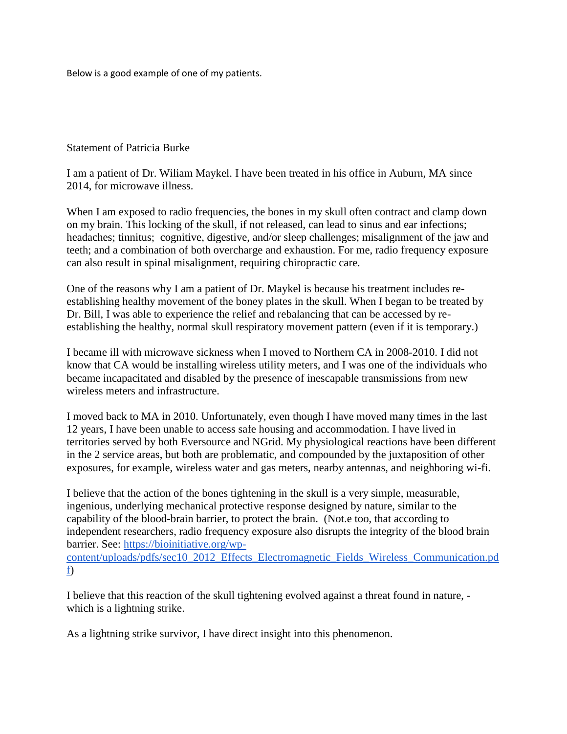Below is a good example of one of my patients.

Statement of Patricia Burke

I am a patient of Dr. Wiliam Maykel. I have been treated in his office in Auburn, MA since 2014, for microwave illness.

When I am exposed to radio frequencies, the bones in my skull often contract and clamp down on my brain. This locking of the skull, if not released, can lead to sinus and ear infections; headaches; tinnitus; cognitive, digestive, and/or sleep challenges; misalignment of the jaw and teeth; and a combination of both overcharge and exhaustion. For me, radio frequency exposure can also result in spinal misalignment, requiring chiropractic care.

One of the reasons why I am a patient of Dr. Maykel is because his treatment includes re-establishing healthy movement of the boney plates in the skull. When I began to be treated by Dr. Bill, I was able to experience the relief and rebalancing that can be accessed by re-establishing the healthy, normal skull respiratory movement pattern (even if it is temporary.)

I became ill with microwave sickness when I moved to Northern CA in 2008-2010. I did not know that CA would be installing wireless utility meters, and I was one of the individuals who became incapacitated and disabled by the presence of inescapable transmissions from new wireless meters and infrastructure.

I moved back to MA in 2010. Unfortunately, even though I have moved many times in the last 12 years, I have been unable to access safe housing and accommodation. I have lived in territories served by both Eversource and NGrid. My physiological reactions have been different in the 2 service areas, but both are problematic, and compounded by the juxtaposition of other exposures, for example, wireless water and gas meters, nearby antennas, and neighboring wi-fi.

I believe that the action of the bones tightening in the skull is a very simple, measurable, ingenious, underlying mechanical protective response designed by nature, similar to the capability of the blood-brain barrier, to protect the brain. (Not.e too, that according to independent researchers, radio frequency exposure also disrupts the integrity of the blood brain barrier. See: https://bioinitiative.org/wp-content/uploads/pdfs/sec10_2012_Effects_Electromagnetic_Fields_Wireless_Communication.pdf)

I believe that this reaction of the skull tightening evolved against a threat found in nature, - which is a lightning strike.

As a lightning strike survivor, I have direct insight into this phenomenon.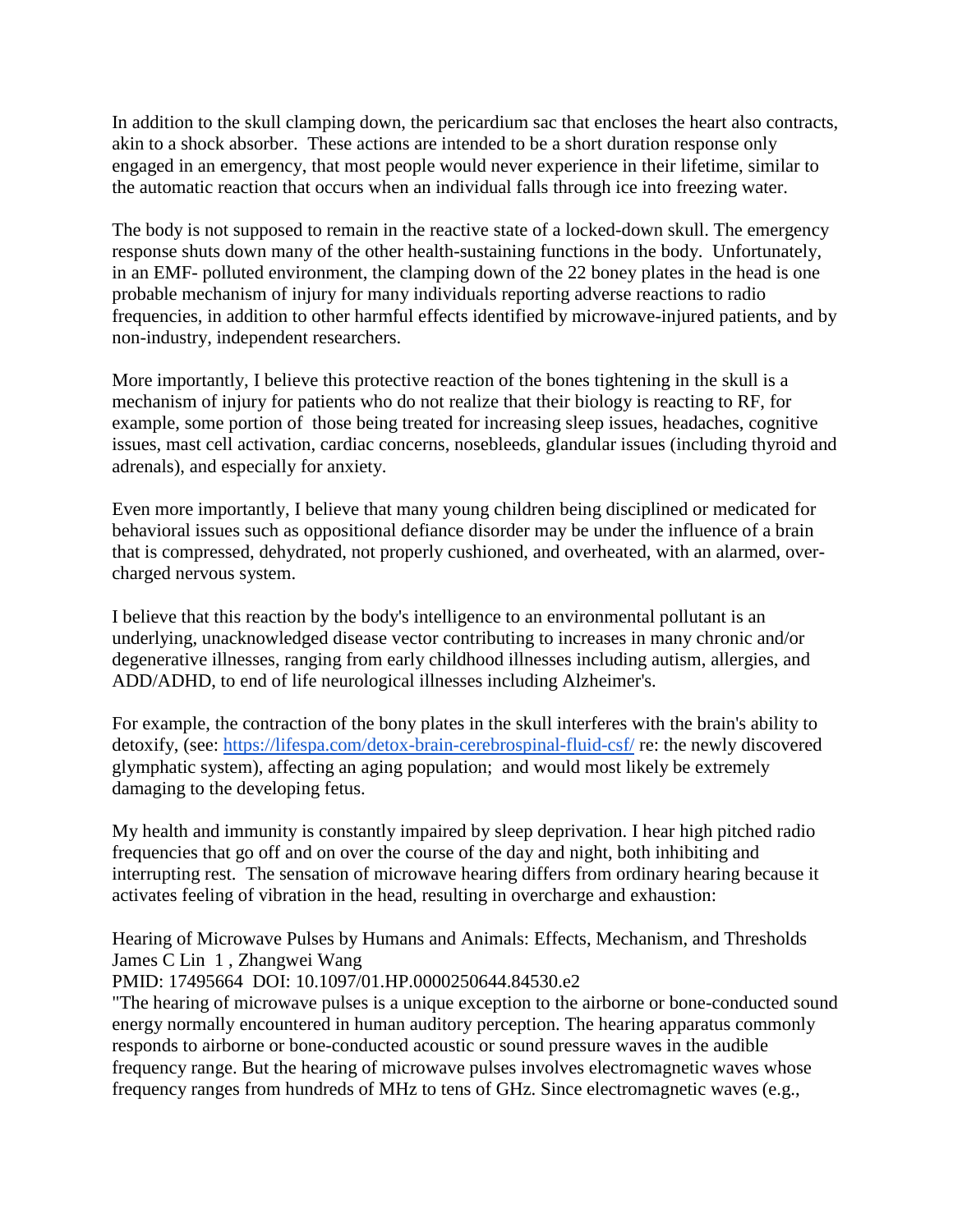In addition to the skull clamping down, the pericardium sac that encloses the heart also contracts, akin to a shock absorber. These actions are intended to be a short duration response only engaged in an emergency, that most people would never experience in their lifetime, similar to the automatic reaction that occurs when an individual falls through ice into freezing water.

The body is not supposed to remain in the reactive state of a locked-down skull. The emergency response shuts down many of the other health-sustaining functions in the body. Unfortunately, in an EMF- polluted environment, the clamping down of the 22 boney plates in the head is one probable mechanism of injury for many individuals reporting adverse reactions to radio frequencies, in addition to other harmful effects identified by microwave-injured patients, and by non-industry, independent researchers.

More importantly, I believe this protective reaction of the bones tightening in the skull is a mechanism of injury for patients who do not realize that their biology is reacting to RF, for example, some portion of those being treated for increasing sleep issues, headaches, cognitive issues, mast cell activation, cardiac concerns, nosebleeds, glandular issues (including thyroid and adrenals), and especially for anxiety.

Even more importantly, I believe that many young children being disciplined or medicated for behavioral issues such as oppositional defiance disorder may be under the influence of a brain that is compressed, dehydrated, not properly cushioned, and overheated, with an alarmed, over-charged nervous system.

I believe that this reaction by the body's intelligence to an environmental pollutant is an underlying, unacknowledged disease vector contributing to increases in many chronic and/or degenerative illnesses, ranging from early childhood illnesses including autism, allergies, and ADD/ADHD, to end of life neurological illnesses including Alzheimer's.

For example, the contraction of the bony plates in the skull interferes with the brain's ability to detoxify, (see: https://lifespa.com/detox-brain-cerebrospinal-fluid-csf/ re: the newly discovered glymphatic system), affecting an aging population; and would most likely be extremely damaging to the developing fetus.

My health and immunity is constantly impaired by sleep deprivation. I hear high pitched radio frequencies that go off and on over the course of the day and night, both inhibiting and interrupting rest. The sensation of microwave hearing differs from ordinary hearing because it activates feeling of vibration in the head, resulting in overcharge and exhaustion:

Hearing of Microwave Pulses by Humans and Animals: Effects, Mechanism, and Thresholds
James C Lin 1 , Zhangwei Wang
PMID: 17495664 DOI: 10.1097/01.HP.0000250644.84530.e2
"The hearing of microwave pulses is a unique exception to the airborne or bone-conducted sound energy normally encountered in human auditory perception. The hearing apparatus commonly responds to airborne or bone-conducted acoustic or sound pressure waves in the audible frequency range. But the hearing of microwave pulses involves electromagnetic waves whose frequency ranges from hundreds of MHz to tens of GHz. Since electromagnetic waves (e.g.,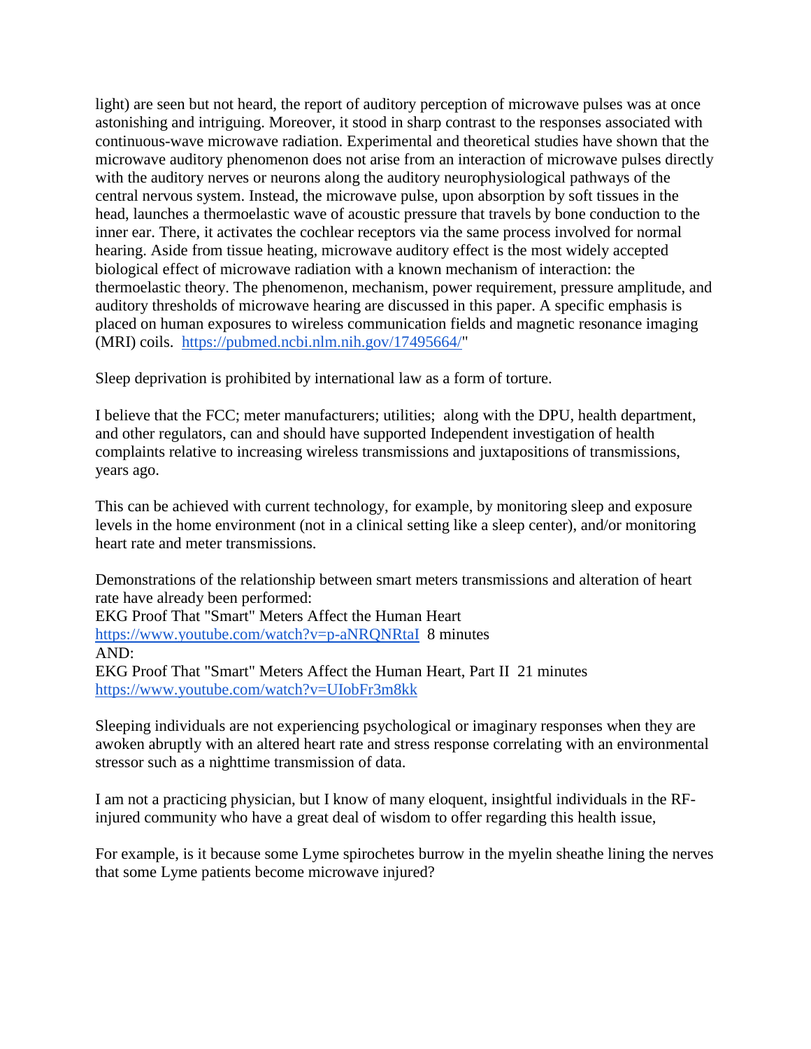light) are seen but not heard, the report of auditory perception of microwave pulses was at once astonishing and intriguing. Moreover, it stood in sharp contrast to the responses associated with continuous-wave microwave radiation. Experimental and theoretical studies have shown that the microwave auditory phenomenon does not arise from an interaction of microwave pulses directly with the auditory nerves or neurons along the auditory neurophysiological pathways of the central nervous system. Instead, the microwave pulse, upon absorption by soft tissues in the head, launches a thermoelastic wave of acoustic pressure that travels by bone conduction to the inner ear. There, it activates the cochlear receptors via the same process involved for normal hearing. Aside from tissue heating, microwave auditory effect is the most widely accepted biological effect of microwave radiation with a known mechanism of interaction: the thermoelastic theory. The phenomenon, mechanism, power requirement, pressure amplitude, and auditory thresholds of microwave hearing are discussed in this paper. A specific emphasis is placed on human exposures to wireless communication fields and magnetic resonance imaging (MRI) coils. https://pubmed.ncbi.nlm.nih.gov/17495664/"

Sleep deprivation is prohibited by international law as a form of torture.

I believe that the FCC; meter manufacturers; utilities; along with the DPU, health department, and other regulators, can and should have supported Independent investigation of health complaints relative to increasing wireless transmissions and juxtapositions of transmissions, years ago.

This can be achieved with current technology, for example, by monitoring sleep and exposure levels in the home environment (not in a clinical setting like a sleep center), and/or monitoring heart rate and meter transmissions.

Demonstrations of the relationship between smart meters transmissions and alteration of heart rate have already been performed:
EKG Proof That "Smart" Meters Affect the Human Heart
https://www.youtube.com/watch?v=p-aNRQNRtaI 8 minutes
AND:
EKG Proof That "Smart" Meters Affect the Human Heart, Part II 21 minutes
https://www.youtube.com/watch?v=UIobFr3m8kk

Sleeping individuals are not experiencing psychological or imaginary responses when they are awoken abruptly with an altered heart rate and stress response correlating with an environmental stressor such as a nighttime transmission of data.

I am not a practicing physician, but I know of many eloquent, insightful individuals in the RF-injured community who have a great deal of wisdom to offer regarding this health issue,

For example, is it because some Lyme spirochetes burrow in the myelin sheathe lining the nerves that some Lyme patients become microwave injured?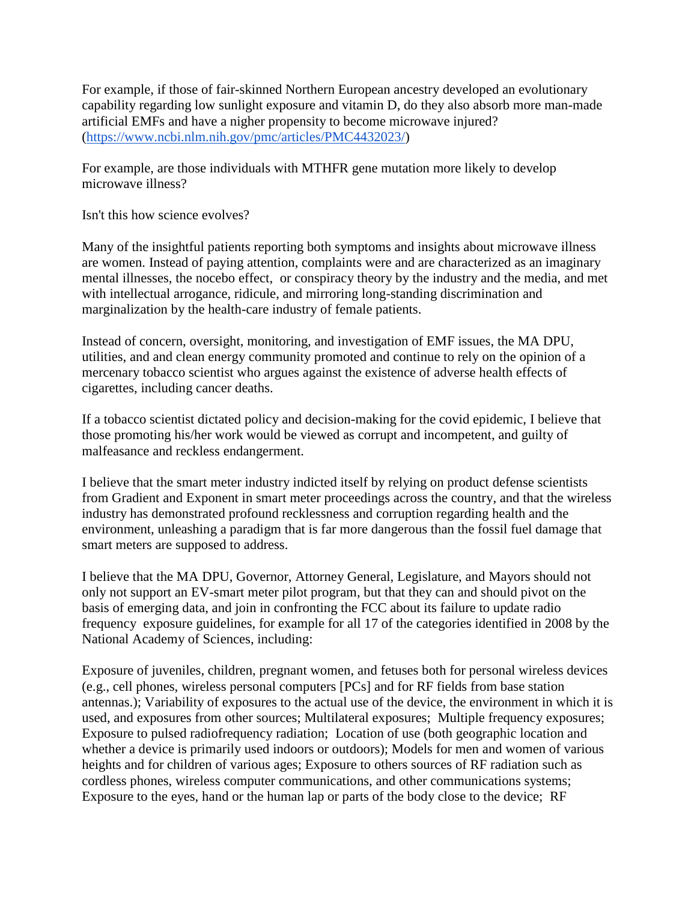For example, if those of fair-skinned Northern European ancestry developed an evolutionary capability regarding low sunlight exposure and vitamin D, do they also absorb more man-made artificial EMFs and have a nigher propensity to become microwave injured? (https://www.ncbi.nlm.nih.gov/pmc/articles/PMC4432023/)

For example, are those individuals with MTHFR gene mutation more likely to develop microwave illness?

Isn't this how science evolves?

Many of the insightful patients reporting both symptoms and insights about microwave illness are women. Instead of paying attention, complaints were and are characterized as an imaginary mental illnesses, the nocebo effect, or conspiracy theory by the industry and the media, and met with intellectual arrogance, ridicule, and mirroring long-standing discrimination and marginalization by the health-care industry of female patients.

Instead of concern, oversight, monitoring, and investigation of EMF issues, the MA DPU, utilities, and and clean energy community promoted and continue to rely on the opinion of a mercenary tobacco scientist who argues against the existence of adverse health effects of cigarettes, including cancer deaths.

If a tobacco scientist dictated policy and decision-making for the covid epidemic, I believe that those promoting his/her work would be viewed as corrupt and incompetent, and guilty of malfeasance and reckless endangerment.

I believe that the smart meter industry indicted itself by relying on product defense scientists from Gradient and Exponent in smart meter proceedings across the country, and that the wireless industry has demonstrated profound recklessness and corruption regarding health and the environment, unleashing a paradigm that is far more dangerous than the fossil fuel damage that smart meters are supposed to address.

I believe that the MA DPU, Governor, Attorney General, Legislature, and Mayors should not only not support an EV-smart meter pilot program, but that they can and should pivot on the basis of emerging data, and join in confronting the FCC about its failure to update radio frequency exposure guidelines, for example for all 17 of the categories identified in 2008 by the National Academy of Sciences, including:

Exposure of juveniles, children, pregnant women, and fetuses both for personal wireless devices (e.g., cell phones, wireless personal computers [PCs] and for RF fields from base station antennas.); Variability of exposures to the actual use of the device, the environment in which it is used, and exposures from other sources; Multilateral exposures; Multiple frequency exposures; Exposure to pulsed radiofrequency radiation; Location of use (both geographic location and whether a device is primarily used indoors or outdoors); Models for men and women of various heights and for children of various ages; Exposure to others sources of RF radiation such as cordless phones, wireless computer communications, and other communications systems; Exposure to the eyes, hand or the human lap or parts of the body close to the device; RF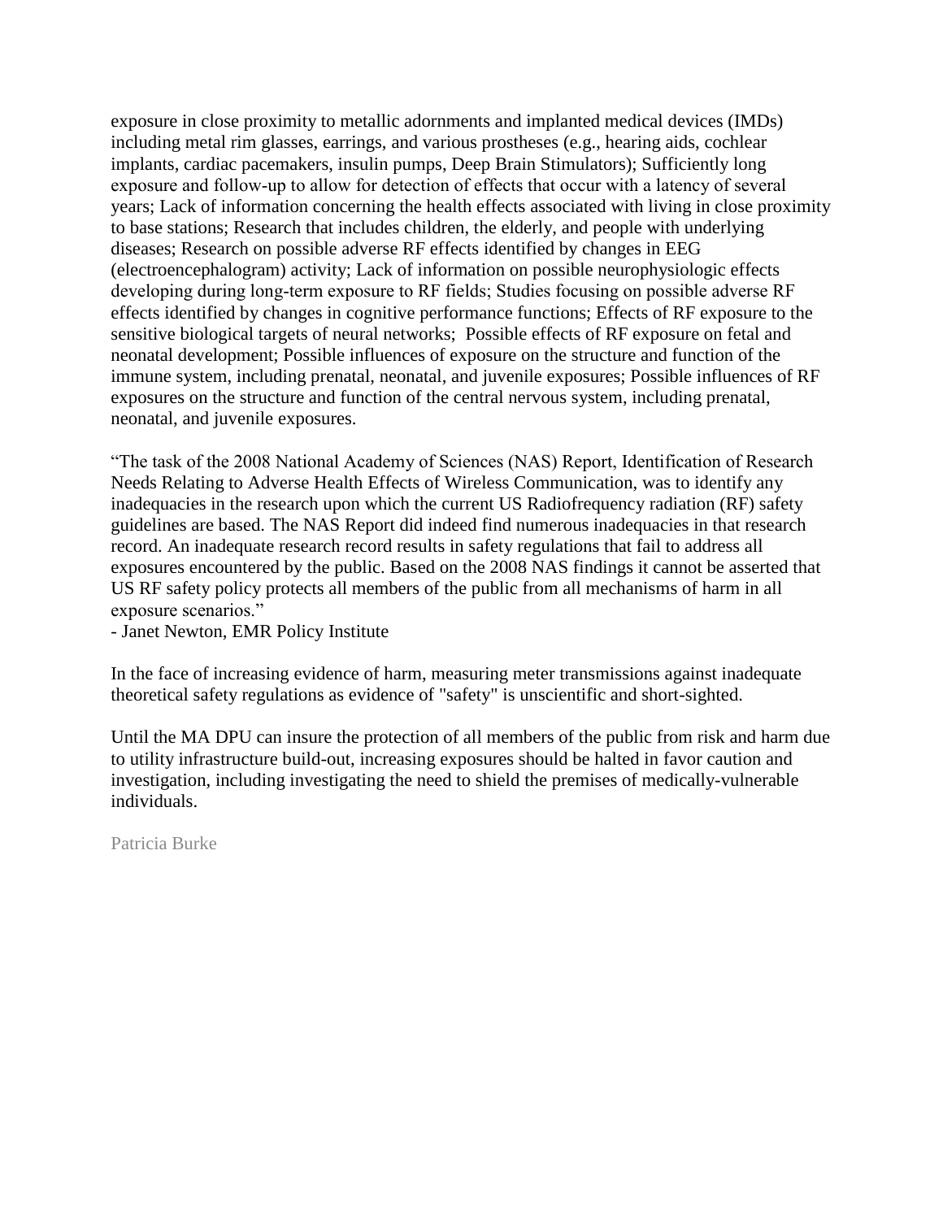exposure in close proximity to metallic adornments and implanted medical devices (IMDs) including metal rim glasses, earrings, and various prostheses (e.g., hearing aids, cochlear implants, cardiac pacemakers, insulin pumps, Deep Brain Stimulators); Sufficiently long exposure and follow-up to allow for detection of effects that occur with a latency of several years; Lack of information concerning the health effects associated with living in close proximity to base stations; Research that includes children, the elderly, and people with underlying diseases; Research on possible adverse RF effects identified by changes in EEG (electroencephalogram) activity; Lack of information on possible neurophysiologic effects developing during long-term exposure to RF fields; Studies focusing on possible adverse RF effects identified by changes in cognitive performance functions; Effects of RF exposure to the sensitive biological targets of neural networks; Possible effects of RF exposure on fetal and neonatal development; Possible influences of exposure on the structure and function of the immune system, including prenatal, neonatal, and juvenile exposures; Possible influences of RF exposures on the structure and function of the central nervous system, including prenatal, neonatal, and juvenile exposures.

"The task of the 2008 National Academy of Sciences (NAS) Report, Identification of Research Needs Relating to Adverse Health Effects of Wireless Communication, was to identify any inadequacies in the research upon which the current US Radiofrequency radiation (RF) safety guidelines are based. The NAS Report did indeed find numerous inadequacies in that research record. An inadequate research record results in safety regulations that fail to address all exposures encountered by the public. Based on the 2008 NAS findings it cannot be asserted that US RF safety policy protects all members of the public from all mechanisms of harm in all exposure scenarios."
- Janet Newton, EMR Policy Institute

In the face of increasing evidence of harm, measuring meter transmissions against inadequate theoretical safety regulations as evidence of "safety" is unscientific and short-sighted.

Until the MA DPU can insure the protection of all members of the public from risk and harm due to utility infrastructure build-out, increasing exposures should be halted in favor caution and investigation, including investigating the need to shield the premises of medically-vulnerable individuals.

Patricia Burke